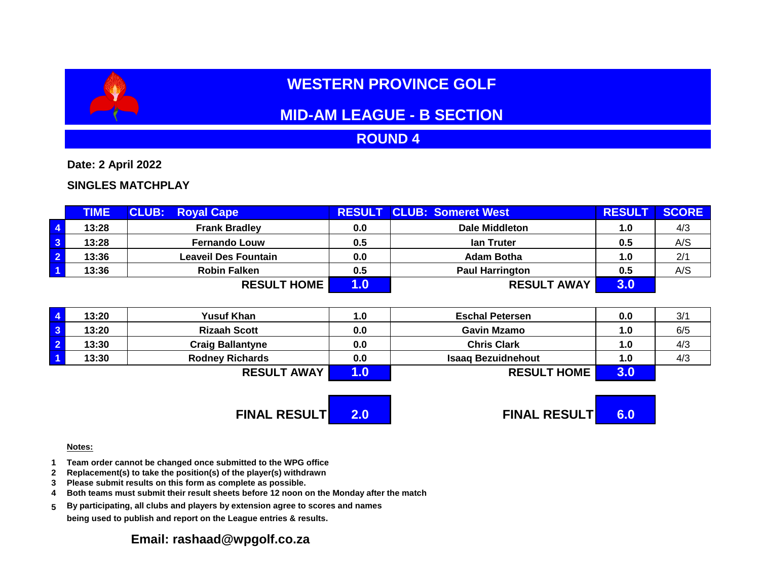# WESTERN PROVINCE GOLF

## MID-AM LEAGUE - B SECTION

## ROUND 4

**Date: 2 April 2022**

**SINGLES MATCHPLAY**

| | TIME | CLUB: Royal Cape | RESULT | CLUB: Someret West | RESULT | SCORE |
|---|---|---|---|---|---|---|
| 4 | 13:28 | Frank Bradley | 0.0 | Dale Middleton | 1.0 | 4/3 |
| 3 | 13:28 | Fernando Louw | 0.5 | Ian Truter | 0.5 | A/S |
| 2 | 13:36 | Leaveil Des Fountain | 0.0 | Adam Botha | 1.0 | 2/1 |
| 1 | 13:36 | Robin Falken | 0.5 | Paul Harrington | 0.5 | A/S |
| | | **RESULT HOME** | **1.0** | **RESULT AWAY** | **3.0** | |

| | TIME | | RESULT | | RESULT | SCORE |
|---|---|---|---|---|---|---|
| 4 | 13:20 | Yusuf Khan | 1.0 | Eschal Petersen | 0.0 | 3/1 |
| 3 | 13:20 | Rizaah Scott | 0.0 | Gavin Mzamo | 1.0 | 6/5 |
| 2 | 13:30 | Craig Ballantyne | 0.0 | Chris Clark | 1.0 | 4/3 |
| 1 | 13:30 | Rodney Richards | 0.0 | Isaaq Bezuidnehout | 1.0 | 4/3 |
| | | **RESULT AWAY** | **1.0** | **RESULT HOME** | **3.0** | |

| | |
|---|---|
| **FINAL RESULT** | **2.0** |
| **FINAL RESULT** | **6.0** |

**Notes:**

1. Team order cannot be changed once submitted to the WPG office
2. Replacement(s) to take the position(s) of the player(s) withdrawn
3. Please submit results on this form as complete as possible.
4. Both teams must submit their result sheets before 12 noon on the Monday after the match
5. By participating, all clubs and players by extension agree to scores and names being used to publish and report on the League entries & results.

**Email: rashaad@wpgolf.co.za**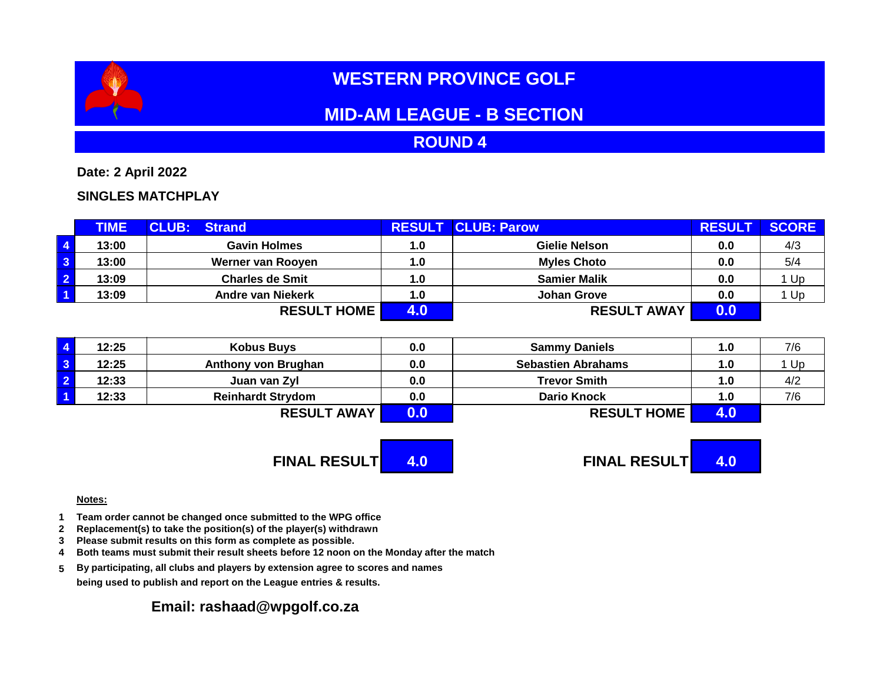# WESTERN PROVINCE GOLF

## MID-AM LEAGUE - B SECTION

## ROUND 4

**Date: 2 April 2022**

**SINGLES MATCHPLAY**

| | TIME | CLUB: Strand | RESULT | CLUB: Parow | RESULT | SCORE |
|---|---|---|---|---|---|---|
| 4 | 13:00 | Gavin Holmes | 1.0 | Gielie Nelson | 0.0 | 4/3 |
| 3 | 13:00 | Werner van Rooyen | 1.0 | Myles Choto | 0.0 | 5/4 |
| 2 | 13:09 | Charles de Smit | 1.0 | Samier Malik | 0.0 | 1 Up |
| 1 | 13:09 | Andre van Niekerk | 1.0 | Johan Grove | 0.0 | 1 Up |
| | | RESULT HOME | 4.0 | RESULT AWAY | 0.0 | |

| | | | | | | |
|---|---|---|---|---|---|---|
| 4 | 12:25 | Kobus Buys | 0.0 | Sammy Daniels | 1.0 | 7/6 |
| 3 | 12:25 | Anthony von Brughan | 0.0 | Sebastien Abrahams | 1.0 | 1 Up |
| 2 | 12:33 | Juan van Zyl | 0.0 | Trevor Smith | 1.0 | 4/2 |
| 1 | 12:33 | Reinhardt Strydom | 0.0 | Dario Knock | 1.0 | 7/6 |
| | | RESULT AWAY | 0.0 | RESULT HOME | 4.0 | |

**FINAL RESULT** 4.0 **FINAL RESULT** 4.0

**Notes:**

1. Team order cannot be changed once submitted to the WPG office
2. Replacement(s) to take the position(s) of the player(s) withdrawn
3. Please submit results on this form as complete as possible.
4. Both teams must submit their result sheets before 12 noon on the Monday after the match
5. By participating, all clubs and players by extension agree to scores and names being used to publish and report on the League entries & results.

**Email: rashaad@wpgolf.co.za**